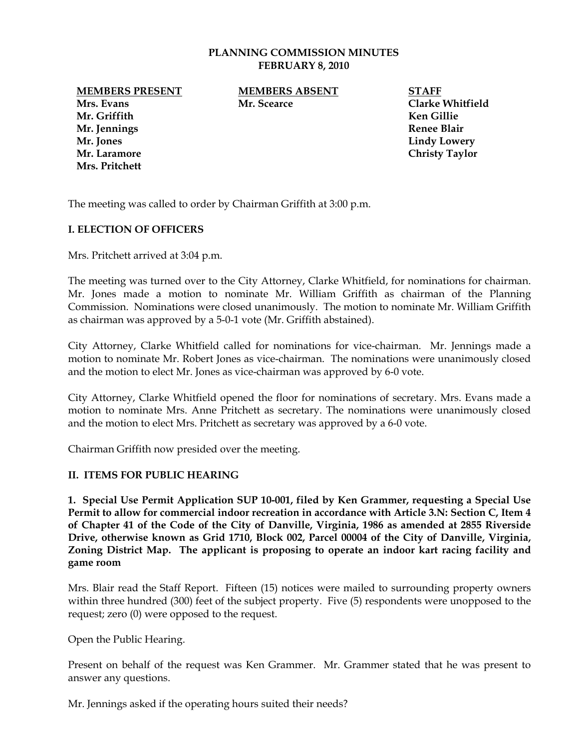**PLANNING COMMISSION MINUTES**
**FEBRUARY 8, 2010**

| MEMBERS PRESENT | MEMBERS ABSENT | STAFF |
|---|---|---|
| Mrs. Evans | Mr. Scearce | Clarke Whitfield |
| Mr. Griffith | | Ken Gillie |
| Mr. Jennings | | Renee Blair |
| Mr. Jones | | Lindy Lowery |
| Mr. Laramore | | Christy Taylor |
| Mrs. Pritchett | | |

The meeting was called to order by Chairman Griffith at 3:00 p.m.

## I. ELECTION OF OFFICERS

Mrs. Pritchett arrived at 3:04 p.m.

The meeting was turned over to the City Attorney, Clarke Whitfield, for nominations for chairman. Mr. Jones made a motion to nominate Mr. William Griffith as chairman of the Planning Commission. Nominations were closed unanimously. The motion to nominate Mr. William Griffith as chairman was approved by a 5-0-1 vote (Mr. Griffith abstained).

City Attorney, Clarke Whitfield called for nominations for vice-chairman. Mr. Jennings made a motion to nominate Mr. Robert Jones as vice-chairman. The nominations were unanimously closed and the motion to elect Mr. Jones as vice-chairman was approved by 6-0 vote.

City Attorney, Clarke Whitfield opened the floor for nominations of secretary. Mrs. Evans made a motion to nominate Mrs. Anne Pritchett as secretary. The nominations were unanimously closed and the motion to elect Mrs. Pritchett as secretary was approved by a 6-0 vote.

Chairman Griffith now presided over the meeting.

## II. ITEMS FOR PUBLIC HEARING

**1. Special Use Permit Application SUP 10-001, filed by Ken Grammer, requesting a Special Use Permit to allow for commercial indoor recreation in accordance with Article 3.N: Section C, Item 4 of Chapter 41 of the Code of the City of Danville, Virginia, 1986 as amended at 2855 Riverside Drive, otherwise known as Grid 1710, Block 002, Parcel 00004 of the City of Danville, Virginia, Zoning District Map. The applicant is proposing to operate an indoor kart racing facility and game room**

Mrs. Blair read the Staff Report. Fifteen (15) notices were mailed to surrounding property owners within three hundred (300) feet of the subject property. Five (5) respondents were unopposed to the request; zero (0) were opposed to the request.

Open the Public Hearing.

Present on behalf of the request was Ken Grammer. Mr. Grammer stated that he was present to answer any questions.

Mr. Jennings asked if the operating hours suited their needs?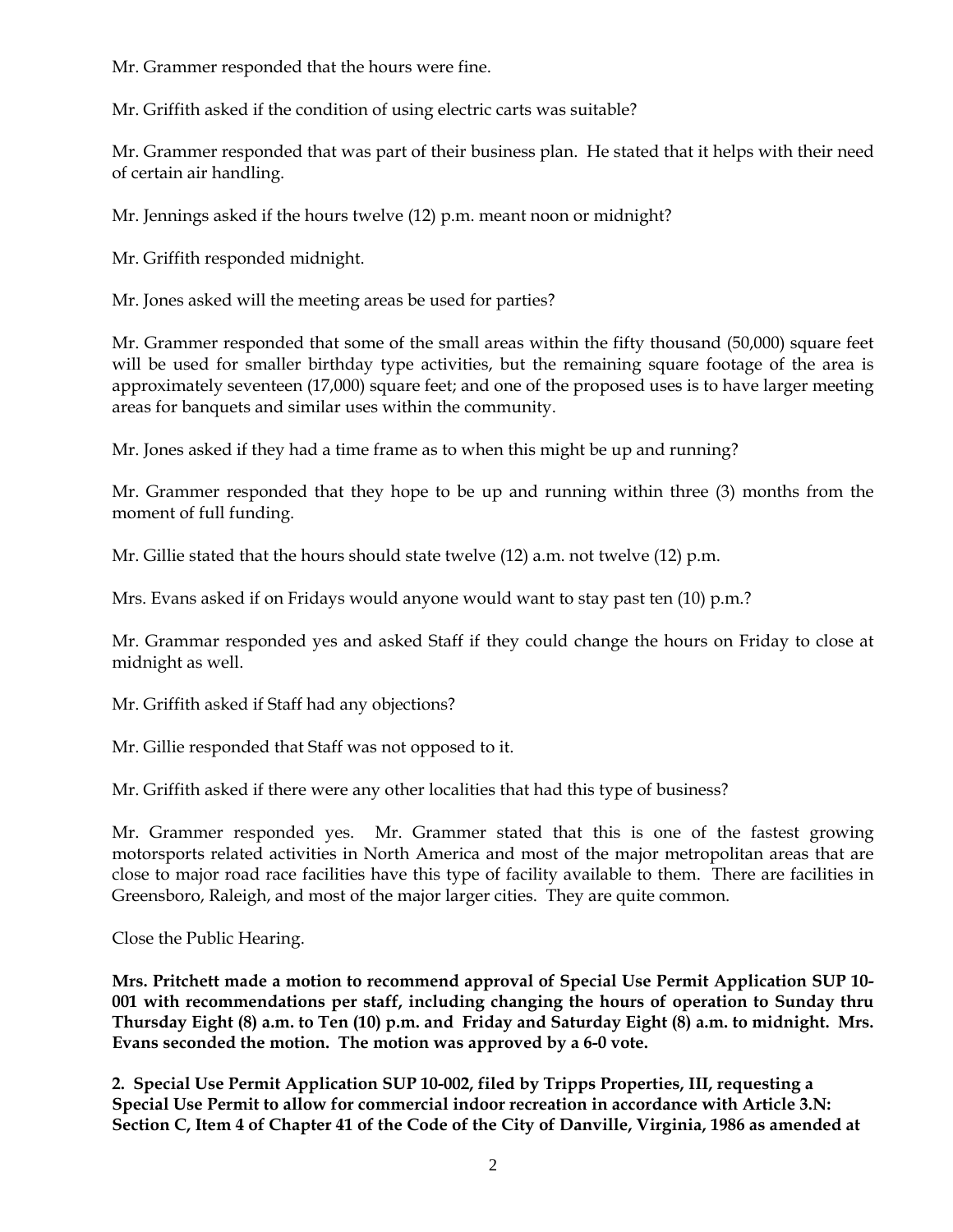Mr. Grammer responded that the hours were fine.

Mr. Griffith asked if the condition of using electric carts was suitable?

Mr. Grammer responded that was part of their business plan. He stated that it helps with their need of certain air handling.

Mr. Jennings asked if the hours twelve (12) p.m. meant noon or midnight?

Mr. Griffith responded midnight.

Mr. Jones asked will the meeting areas be used for parties?

Mr. Grammer responded that some of the small areas within the fifty thousand (50,000) square feet will be used for smaller birthday type activities, but the remaining square footage of the area is approximately seventeen (17,000) square feet; and one of the proposed uses is to have larger meeting areas for banquets and similar uses within the community.

Mr. Jones asked if they had a time frame as to when this might be up and running?

Mr. Grammer responded that they hope to be up and running within three (3) months from the moment of full funding.

Mr. Gillie stated that the hours should state twelve (12) a.m. not twelve (12) p.m.

Mrs. Evans asked if on Fridays would anyone would want to stay past ten (10) p.m.?

Mr. Grammar responded yes and asked Staff if they could change the hours on Friday to close at midnight as well.

Mr. Griffith asked if Staff had any objections?

Mr. Gillie responded that Staff was not opposed to it.

Mr. Griffith asked if there were any other localities that had this type of business?

Mr. Grammer responded yes. Mr. Grammer stated that this is one of the fastest growing motorsports related activities in North America and most of the major metropolitan areas that are close to major road race facilities have this type of facility available to them. There are facilities in Greensboro, Raleigh, and most of the major larger cities. They are quite common.

Close the Public Hearing.

**Mrs. Pritchett made a motion to recommend approval of Special Use Permit Application SUP 10-001 with recommendations per staff, including changing the hours of operation to Sunday thru Thursday Eight (8) a.m. to Ten (10) p.m. and Friday and Saturday Eight (8) a.m. to midnight. Mrs. Evans seconded the motion. The motion was approved by a 6-0 vote.**

**2. Special Use Permit Application SUP 10-002, filed by Tripps Properties, III, requesting a Special Use Permit to allow for commercial indoor recreation in accordance with Article 3.N: Section C, Item 4 of Chapter 41 of the Code of the City of Danville, Virginia, 1986 as amended at**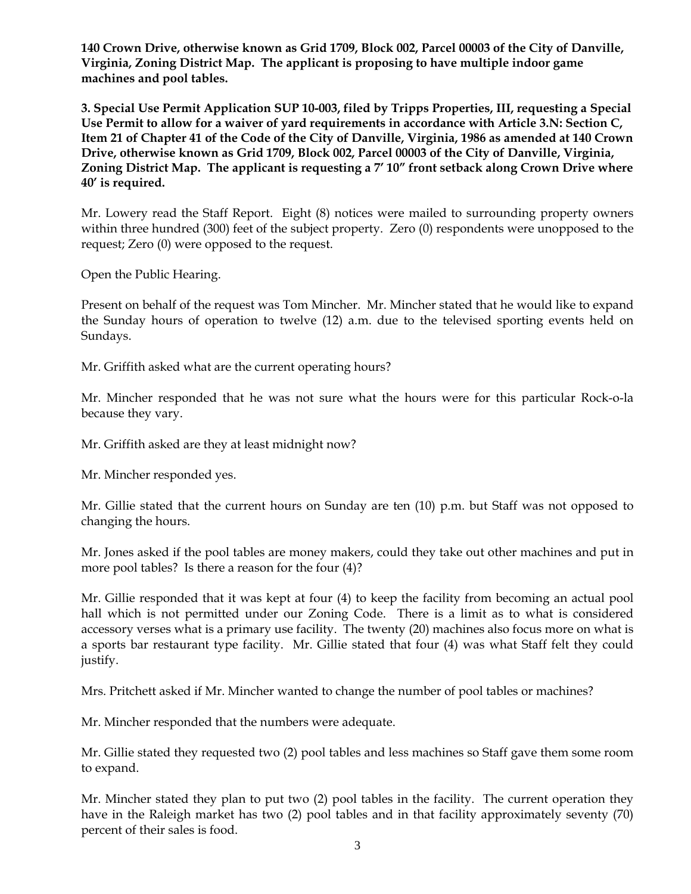**140 Crown Drive, otherwise known as Grid 1709, Block 002, Parcel 00003 of the City of Danville, Virginia, Zoning District Map. The applicant is proposing to have multiple indoor game machines and pool tables.**

**3. Special Use Permit Application SUP 10-003, filed by Tripps Properties, III, requesting a Special Use Permit to allow for a waiver of yard requirements in accordance with Article 3.N: Section C, Item 21 of Chapter 41 of the Code of the City of Danville, Virginia, 1986 as amended at 140 Crown Drive, otherwise known as Grid 1709, Block 002, Parcel 00003 of the City of Danville, Virginia, Zoning District Map. The applicant is requesting a 7' 10" front setback along Crown Drive where 40' is required.**

Mr. Lowery read the Staff Report. Eight (8) notices were mailed to surrounding property owners within three hundred (300) feet of the subject property. Zero (0) respondents were unopposed to the request; Zero (0) were opposed to the request.

Open the Public Hearing.

Present on behalf of the request was Tom Mincher. Mr. Mincher stated that he would like to expand the Sunday hours of operation to twelve (12) a.m. due to the televised sporting events held on Sundays.

Mr. Griffith asked what are the current operating hours?

Mr. Mincher responded that he was not sure what the hours were for this particular Rock-o-la because they vary.

Mr. Griffith asked are they at least midnight now?

Mr. Mincher responded yes.

Mr. Gillie stated that the current hours on Sunday are ten (10) p.m. but Staff was not opposed to changing the hours.

Mr. Jones asked if the pool tables are money makers, could they take out other machines and put in more pool tables? Is there a reason for the four (4)?

Mr. Gillie responded that it was kept at four (4) to keep the facility from becoming an actual pool hall which is not permitted under our Zoning Code. There is a limit as to what is considered accessory verses what is a primary use facility. The twenty (20) machines also focus more on what is a sports bar restaurant type facility. Mr. Gillie stated that four (4) was what Staff felt they could justify.

Mrs. Pritchett asked if Mr. Mincher wanted to change the number of pool tables or machines?

Mr. Mincher responded that the numbers were adequate.

Mr. Gillie stated they requested two (2) pool tables and less machines so Staff gave them some room to expand.

Mr. Mincher stated they plan to put two (2) pool tables in the facility. The current operation they have in the Raleigh market has two (2) pool tables and in that facility approximately seventy (70) percent of their sales is food.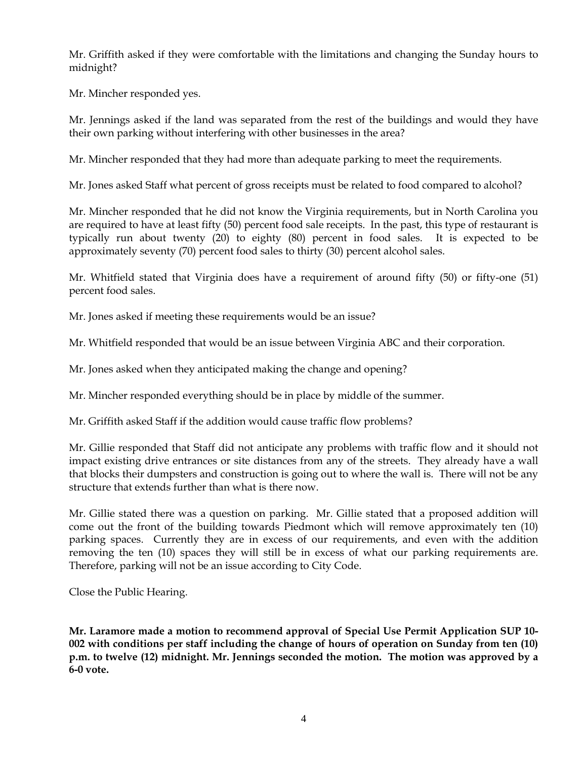Mr. Griffith asked if they were comfortable with the limitations and changing the Sunday hours to midnight?

Mr. Mincher responded yes.

Mr. Jennings asked if the land was separated from the rest of the buildings and would they have their own parking without interfering with other businesses in the area?

Mr. Mincher responded that they had more than adequate parking to meet the requirements.

Mr. Jones asked Staff what percent of gross receipts must be related to food compared to alcohol?

Mr. Mincher responded that he did not know the Virginia requirements, but in North Carolina you are required to have at least fifty (50) percent food sale receipts. In the past, this type of restaurant is typically run about twenty (20) to eighty (80) percent in food sales. It is expected to be approximately seventy (70) percent food sales to thirty (30) percent alcohol sales.

Mr. Whitfield stated that Virginia does have a requirement of around fifty (50) or fifty-one (51) percent food sales.

Mr. Jones asked if meeting these requirements would be an issue?

Mr. Whitfield responded that would be an issue between Virginia ABC and their corporation.

Mr. Jones asked when they anticipated making the change and opening?

Mr. Mincher responded everything should be in place by middle of the summer.

Mr. Griffith asked Staff if the addition would cause traffic flow problems?

Mr. Gillie responded that Staff did not anticipate any problems with traffic flow and it should not impact existing drive entrances or site distances from any of the streets. They already have a wall that blocks their dumpsters and construction is going out to where the wall is. There will not be any structure that extends further than what is there now.

Mr. Gillie stated there was a question on parking. Mr. Gillie stated that a proposed addition will come out the front of the building towards Piedmont which will remove approximately ten (10) parking spaces. Currently they are in excess of our requirements, and even with the addition removing the ten (10) spaces they will still be in excess of what our parking requirements are. Therefore, parking will not be an issue according to City Code.

Close the Public Hearing.

**Mr. Laramore made a motion to recommend approval of Special Use Permit Application SUP 10-002 with conditions per staff including the change of hours of operation on Sunday from ten (10) p.m. to twelve (12) midnight. Mr. Jennings seconded the motion. The motion was approved by a 6-0 vote.**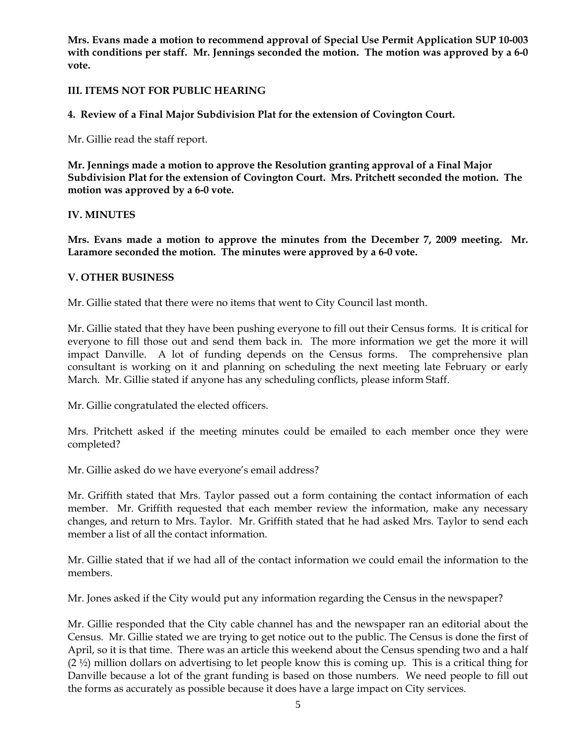**Mrs. Evans made a motion to recommend approval of Special Use Permit Application SUP 10-003 with conditions per staff. Mr. Jennings seconded the motion. The motion was approved by a 6-0 vote.**

## III. ITEMS NOT FOR PUBLIC HEARING

### 4. Review of a Final Major Subdivision Plat for the extension of Covington Court.

Mr. Gillie read the staff report.

**Mr. Jennings made a motion to approve the Resolution granting approval of a Final Major Subdivision Plat for the extension of Covington Court. Mrs. Pritchett seconded the motion. The motion was approved by a 6-0 vote.**

## IV. MINUTES

**Mrs. Evans made a motion to approve the minutes from the December 7, 2009 meeting. Mr. Laramore seconded the motion. The minutes were approved by a 6-0 vote.**

## V. OTHER BUSINESS

Mr. Gillie stated that there were no items that went to City Council last month.

Mr. Gillie stated that they have been pushing everyone to fill out their Census forms. It is critical for everyone to fill those out and send them back in. The more information we get the more it will impact Danville. A lot of funding depends on the Census forms. The comprehensive plan consultant is working on it and planning on scheduling the next meeting late February or early March. Mr. Gillie stated if anyone has any scheduling conflicts, please inform Staff.

Mr. Gillie congratulated the elected officers.

Mrs. Pritchett asked if the meeting minutes could be emailed to each member once they were completed?

Mr. Gillie asked do we have everyone's email address?

Mr. Griffith stated that Mrs. Taylor passed out a form containing the contact information of each member. Mr. Griffith requested that each member review the information, make any necessary changes, and return to Mrs. Taylor. Mr. Griffith stated that he had asked Mrs. Taylor to send each member a list of all the contact information.

Mr. Gillie stated that if we had all of the contact information we could email the information to the members.

Mr. Jones asked if the City would put any information regarding the Census in the newspaper?

Mr. Gillie responded that the City cable channel has and the newspaper ran an editorial about the Census. Mr. Gillie stated we are trying to get notice out to the public. The Census is done the first of April, so it is that time. There was an article this weekend about the Census spending two and a half (2 ½) million dollars on advertising to let people know this is coming up. This is a critical thing for Danville because a lot of the grant funding is based on those numbers. We need people to fill out the forms as accurately as possible because it does have a large impact on City services.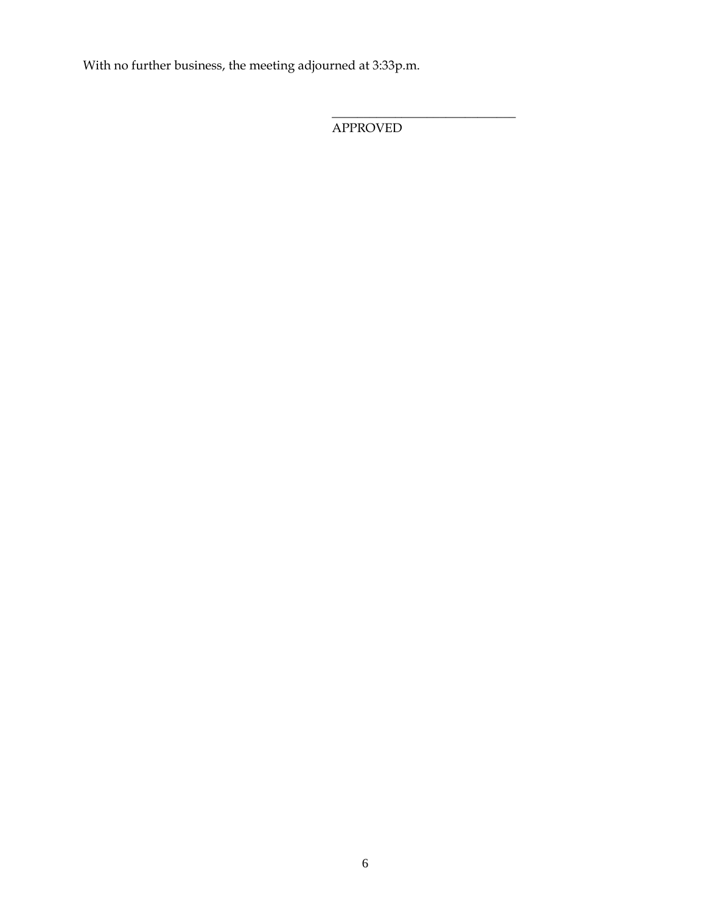With no further business, the meeting adjourned at 3:33p.m.

\_\_\_\_\_\_\_\_\_\_\_\_\_\_\_\_\_\_\_\_\_\_\_\_\_\_\_\_\_\_

APPROVED